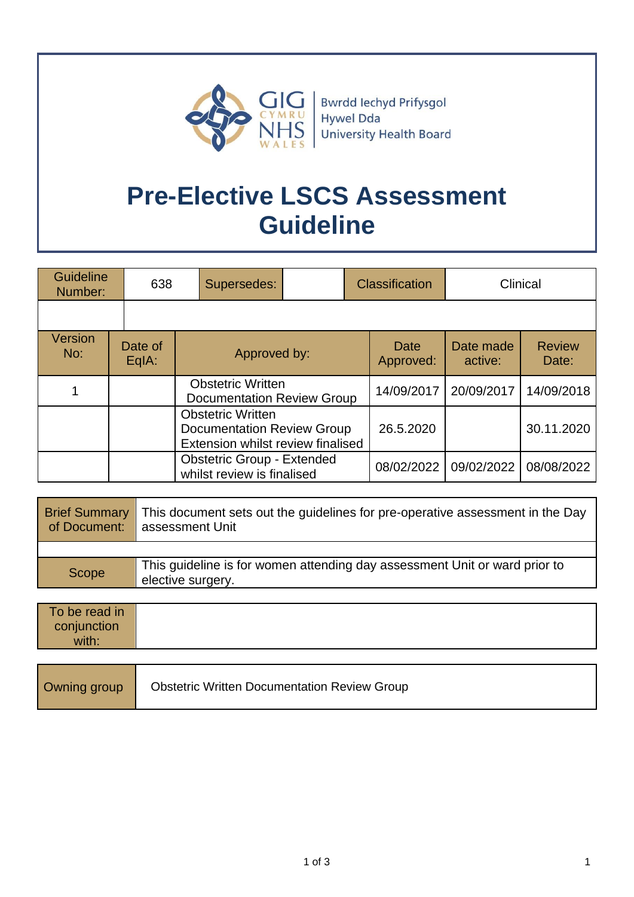Bwrdd Iechyd Prifysgol Hywel Dda University Health Board

# Pre-Elective LSCS Assessment Guideline

| Guideline Number: | 638 | Supersedes: | | Classification | Clinical |
|---|---|---|---|---|---|
| | | | | | |

| Version No: | Date of EqIA: | Approved by: | Date Approved: | Date made active: | Review Date: |
|---|---|---|---|---|---|
| 1 | | Obstetric Written Documentation Review Group | 14/09/2017 | 20/09/2017 | 14/09/2018 |
| | | Obstetric Written Documentation Review Group Extension whilst review finalised | 26.5.2020 | | 30.11.2020 |
| | | Obstetric Group - Extended whilst review is finalised | 08/02/2022 | 09/02/2022 | 08/08/2022 |

| | |
|---|---|
| Brief Summary of Document: | This document sets out the guidelines for pre-operative assessment in the Day assessment Unit |
| | |
| Scope | This guideline is for women attending day assessment Unit or ward prior to elective surgery. |

| | |
|---|---|
| To be read in conjunction with: | |

| | |
|---|---|
| Owning group | Obstetric Written Documentation Review Group |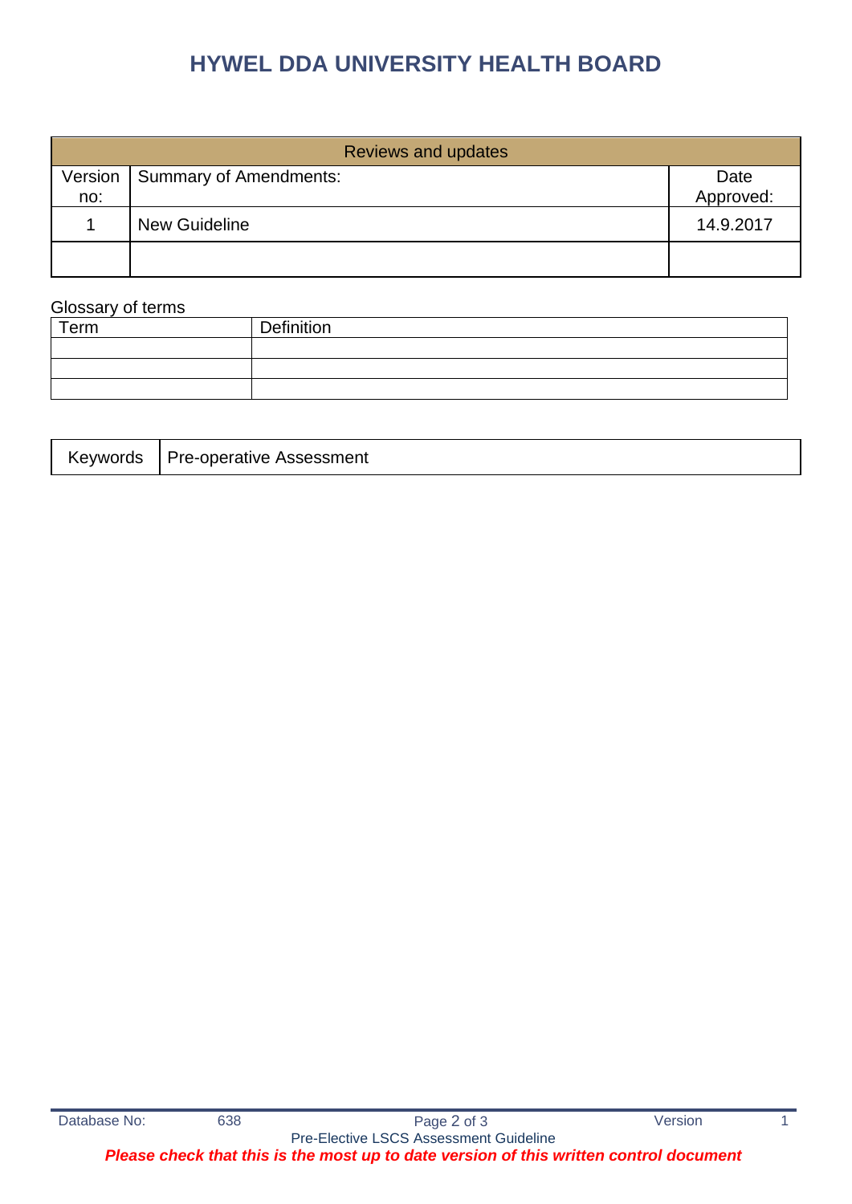# HYWEL DDA UNIVERSITY HEALTH BOARD

| Reviews and updates | | |
|---|---|---|
| Version no: | Summary of Amendments: | Date Approved: |
| 1 | New Guideline | 14.9.2017 |
| | | |

Glossary of terms

| Term | Definition |
|---|---|
| | |
| | |
| | |

| Keywords | Pre-operative Assessment |
|---|---|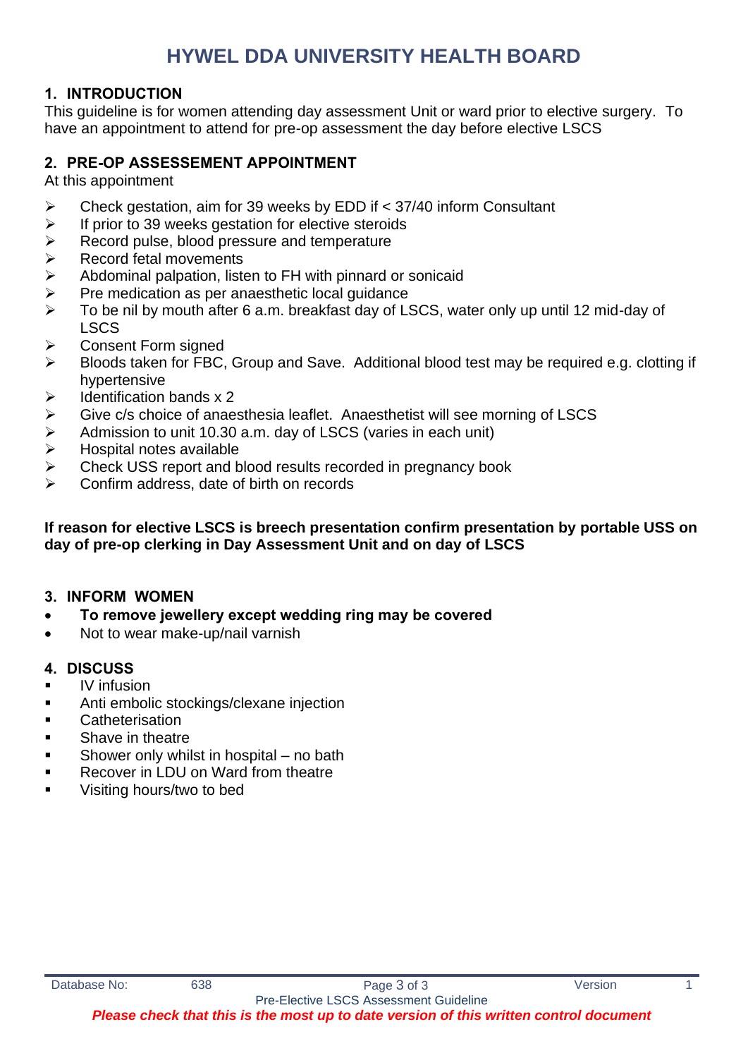# HYWEL DDA UNIVERSITY HEALTH BOARD

## 1. INTRODUCTION

This guideline is for women attending day assessment Unit or ward prior to elective surgery. To have an appointment to attend for pre-op assessment the day before elective LSCS

## 2. PRE-OP ASSESSEMENT APPOINTMENT

At this appointment

- Check gestation, aim for 39 weeks by EDD if < 37/40 inform Consultant
- If prior to 39 weeks gestation for elective steroids
- Record pulse, blood pressure and temperature
- Record fetal movements
- Abdominal palpation, listen to FH with pinnard or sonicaid
- Pre medication as per anaesthetic local guidance
- To be nil by mouth after 6 a.m. breakfast day of LSCS, water only up until 12 mid-day of LSCS
- Consent Form signed
- Bloods taken for FBC, Group and Save. Additional blood test may be required e.g. clotting if hypertensive
- Identification bands x 2
- Give c/s choice of anaesthesia leaflet. Anaesthetist will see morning of LSCS
- Admission to unit 10.30 a.m. day of LSCS (varies in each unit)
- Hospital notes available
- Check USS report and blood results recorded in pregnancy book
- Confirm address, date of birth on records

**If reason for elective LSCS is breech presentation confirm presentation by portable USS on day of pre-op clerking in Day Assessment Unit and on day of LSCS**

## 3. INFORM WOMEN

- **To remove jewellery except wedding ring may be covered**
- Not to wear make-up/nail varnish

## 4. DISCUSS

- IV infusion
- Anti embolic stockings/clexane injection
- Catheterisation
- Shave in theatre
- Shower only whilst in hospital – no bath
- Recover in LDU on Ward from theatre
- Visiting hours/two to bed